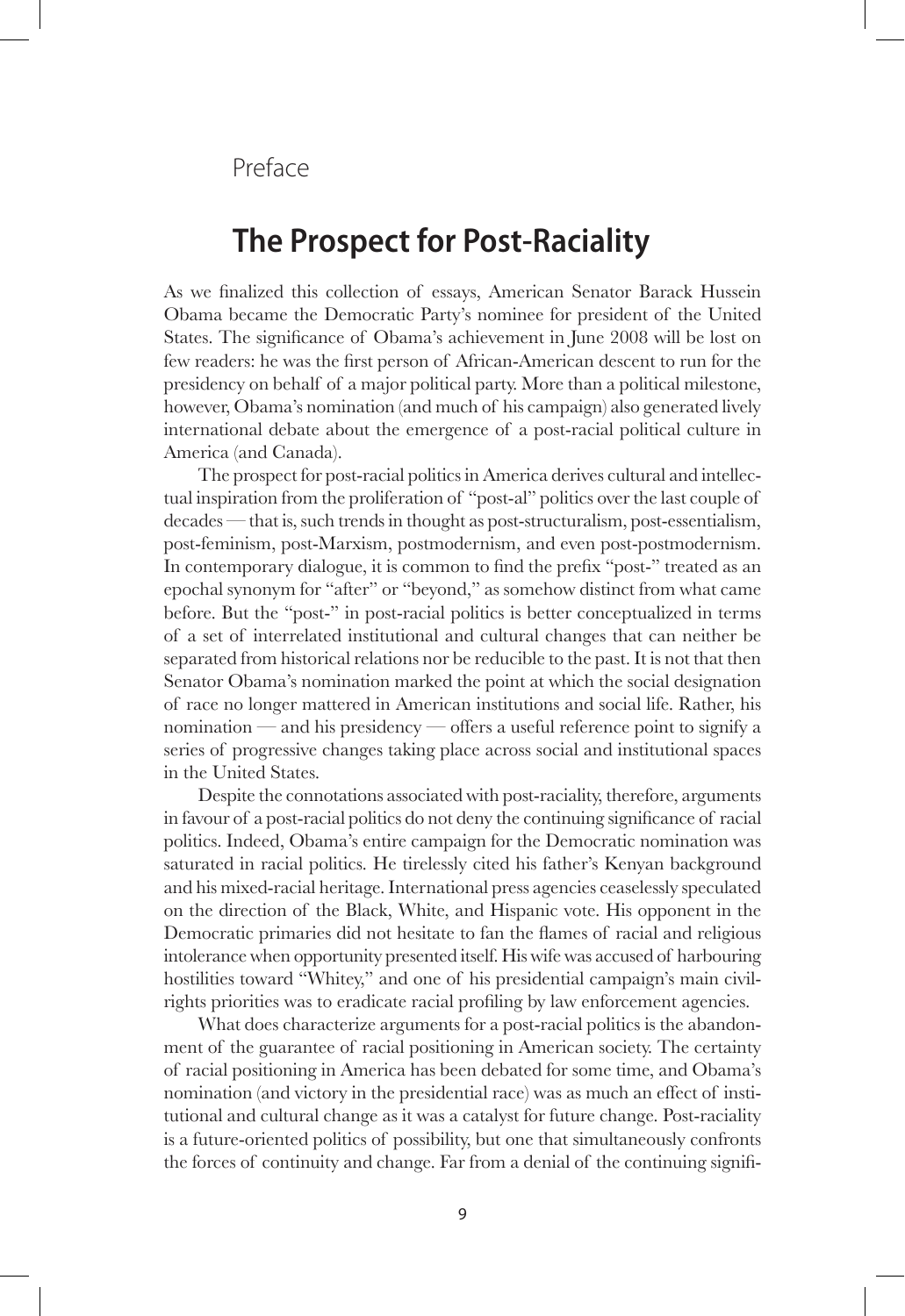Preface

# The Prospect for Post-Raciality

As we finalized this collection of essays, American Senator Barack Hussein Obama became the Democratic Party's nominee for president of the United States. The significance of Obama's achievement in June 2008 will be lost on few readers: he was the first person of African-American descent to run for the presidency on behalf of a major political party. More than a political milestone, however, Obama's nomination (and much of his campaign) also generated lively international debate about the emergence of a post-racial political culture in America (and Canada).

The prospect for post-racial politics in America derives cultural and intellectual inspiration from the proliferation of "post-al" politics over the last couple of decades — that is, such trends in thought as post-structuralism, post-essentialism, post-feminism, post-Marxism, postmodernism, and even post-postmodernism. In contemporary dialogue, it is common to find the prefix "post-" treated as an epochal synonym for "after" or "beyond," as somehow distinct from what came before. But the "post-" in post-racial politics is better conceptualized in terms of a set of interrelated institutional and cultural changes that can neither be separated from historical relations nor be reducible to the past. It is not that then Senator Obama's nomination marked the point at which the social designation of race no longer mattered in American institutions and social life. Rather, his nomination — and his presidency — offers a useful reference point to signify a series of progressive changes taking place across social and institutional spaces in the United States.

Despite the connotations associated with post-raciality, therefore, arguments in favour of a post-racial politics do not deny the continuing significance of racial politics. Indeed, Obama's entire campaign for the Democratic nomination was saturated in racial politics. He tirelessly cited his father's Kenyan background and his mixed-racial heritage. International press agencies ceaselessly speculated on the direction of the Black, White, and Hispanic vote. His opponent in the Democratic primaries did not hesitate to fan the flames of racial and religious intolerance when opportunity presented itself. His wife was accused of harbouring hostilities toward "Whitey," and one of his presidential campaign's main civil-rights priorities was to eradicate racial profiling by law enforcement agencies.

What does characterize arguments for a post-racial politics is the abandonment of the guarantee of racial positioning in American society. The certainty of racial positioning in America has been debated for some time, and Obama's nomination (and victory in the presidential race) was as much an effect of institutional and cultural change as it was a catalyst for future change. Post-raciality is a future-oriented politics of possibility, but one that simultaneously confronts the forces of continuity and change. Far from a denial of the continuing signifi-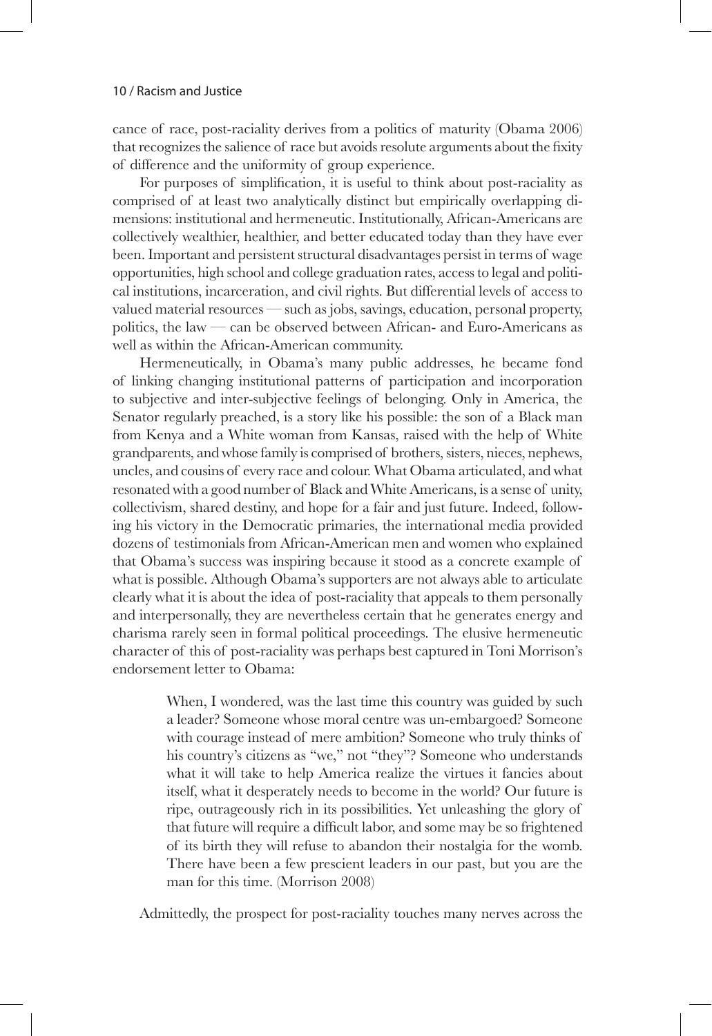cance of race, post-raciality derives from a politics of maturity (Obama 2006) that recognizes the salience of race but avoids resolute arguments about the fixity of difference and the uniformity of group experience.

For purposes of simplification, it is useful to think about post-raciality as comprised of at least two analytically distinct but empirically overlapping dimensions: institutional and hermeneutic. Institutionally, African-Americans are collectively wealthier, healthier, and better educated today than they have ever been. Important and persistent structural disadvantages persist in terms of wage opportunities, high school and college graduation rates, access to legal and political institutions, incarceration, and civil rights. But differential levels of access to valued material resources — such as jobs, savings, education, personal property, politics, the law — can be observed between African- and Euro-Americans as well as within the African-American community.

Hermeneutically, in Obama's many public addresses, he became fond of linking changing institutional patterns of participation and incorporation to subjective and inter-subjective feelings of belonging. Only in America, the Senator regularly preached, is a story like his possible: the son of a Black man from Kenya and a White woman from Kansas, raised with the help of White grandparents, and whose family is comprised of brothers, sisters, nieces, nephews, uncles, and cousins of every race and colour. What Obama articulated, and what resonated with a good number of Black and White Americans, is a sense of unity, collectivism, shared destiny, and hope for a fair and just future. Indeed, following his victory in the Democratic primaries, the international media provided dozens of testimonials from African-American men and women who explained that Obama's success was inspiring because it stood as a concrete example of what is possible. Although Obama's supporters are not always able to articulate clearly what it is about the idea of post-raciality that appeals to them personally and interpersonally, they are nevertheless certain that he generates energy and charisma rarely seen in formal political proceedings. The elusive hermeneutic character of this of post-raciality was perhaps best captured in Toni Morrison's endorsement letter to Obama:

> When, I wondered, was the last time this country was guided by such a leader? Someone whose moral centre was un-embargoed? Someone with courage instead of mere ambition? Someone who truly thinks of his country's citizens as "we," not "they"? Someone who understands what it will take to help America realize the virtues it fancies about itself, what it desperately needs to become in the world? Our future is ripe, outrageously rich in its possibilities. Yet unleashing the glory of that future will require a difficult labor, and some may be so frightened of its birth they will refuse to abandon their nostalgia for the womb. There have been a few prescient leaders in our past, but you are the man for this time. (Morrison 2008)

Admittedly, the prospect for post-raciality touches many nerves across the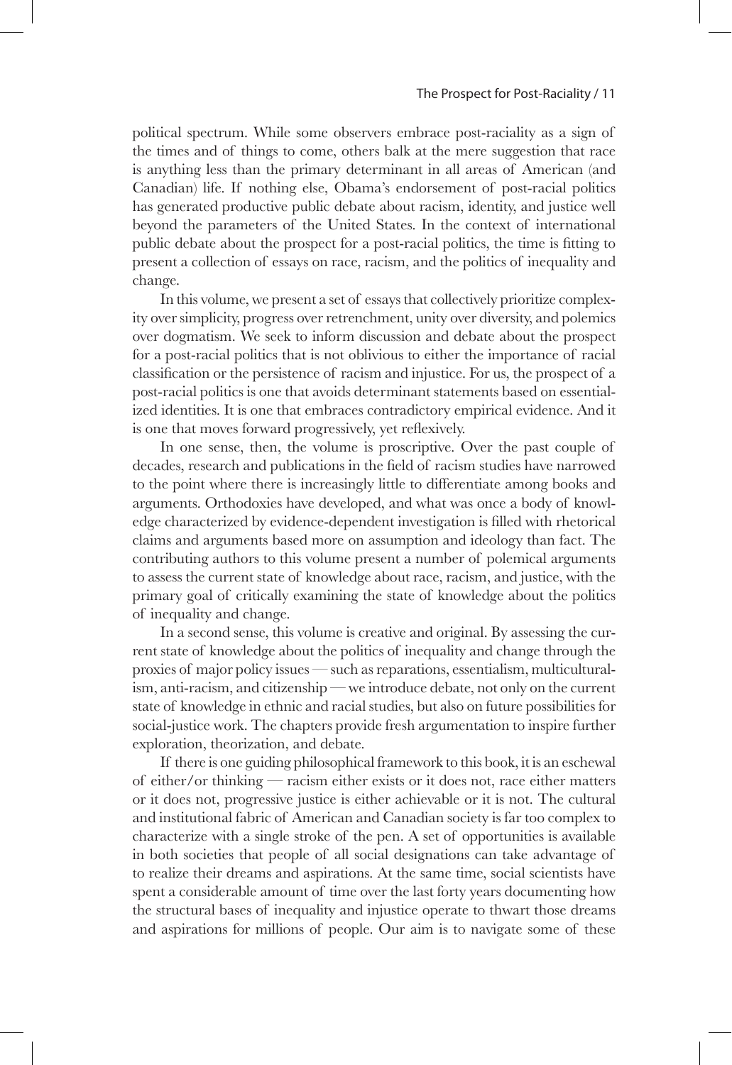political spectrum. While some observers embrace post-raciality as a sign of the times and of things to come, others balk at the mere suggestion that race is anything less than the primary determinant in all areas of American (and Canadian) life. If nothing else, Obama's endorsement of post-racial politics has generated productive public debate about racism, identity, and justice well beyond the parameters of the United States. In the context of international public debate about the prospect for a post-racial politics, the time is fitting to present a collection of essays on race, racism, and the politics of inequality and change.

In this volume, we present a set of essays that collectively prioritize complexity over simplicity, progress over retrenchment, unity over diversity, and polemics over dogmatism. We seek to inform discussion and debate about the prospect for a post-racial politics that is not oblivious to either the importance of racial classification or the persistence of racism and injustice. For us, the prospect of a post-racial politics is one that avoids determinant statements based on essentialized identities. It is one that embraces contradictory empirical evidence. And it is one that moves forward progressively, yet reflexively.

In one sense, then, the volume is proscriptive. Over the past couple of decades, research and publications in the field of racism studies have narrowed to the point where there is increasingly little to differentiate among books and arguments. Orthodoxies have developed, and what was once a body of knowledge characterized by evidence-dependent investigation is filled with rhetorical claims and arguments based more on assumption and ideology than fact. The contributing authors to this volume present a number of polemical arguments to assess the current state of knowledge about race, racism, and justice, with the primary goal of critically examining the state of knowledge about the politics of inequality and change.

In a second sense, this volume is creative and original. By assessing the current state of knowledge about the politics of inequality and change through the proxies of major policy issues — such as reparations, essentialism, multiculturalism, anti-racism, and citizenship — we introduce debate, not only on the current state of knowledge in ethnic and racial studies, but also on future possibilities for social-justice work. The chapters provide fresh argumentation to inspire further exploration, theorization, and debate.

If there is one guiding philosophical framework to this book, it is an eschewal of either/or thinking — racism either exists or it does not, race either matters or it does not, progressive justice is either achievable or it is not. The cultural and institutional fabric of American and Canadian society is far too complex to characterize with a single stroke of the pen. A set of opportunities is available in both societies that people of all social designations can take advantage of to realize their dreams and aspirations. At the same time, social scientists have spent a considerable amount of time over the last forty years documenting how the structural bases of inequality and injustice operate to thwart those dreams and aspirations for millions of people. Our aim is to navigate some of these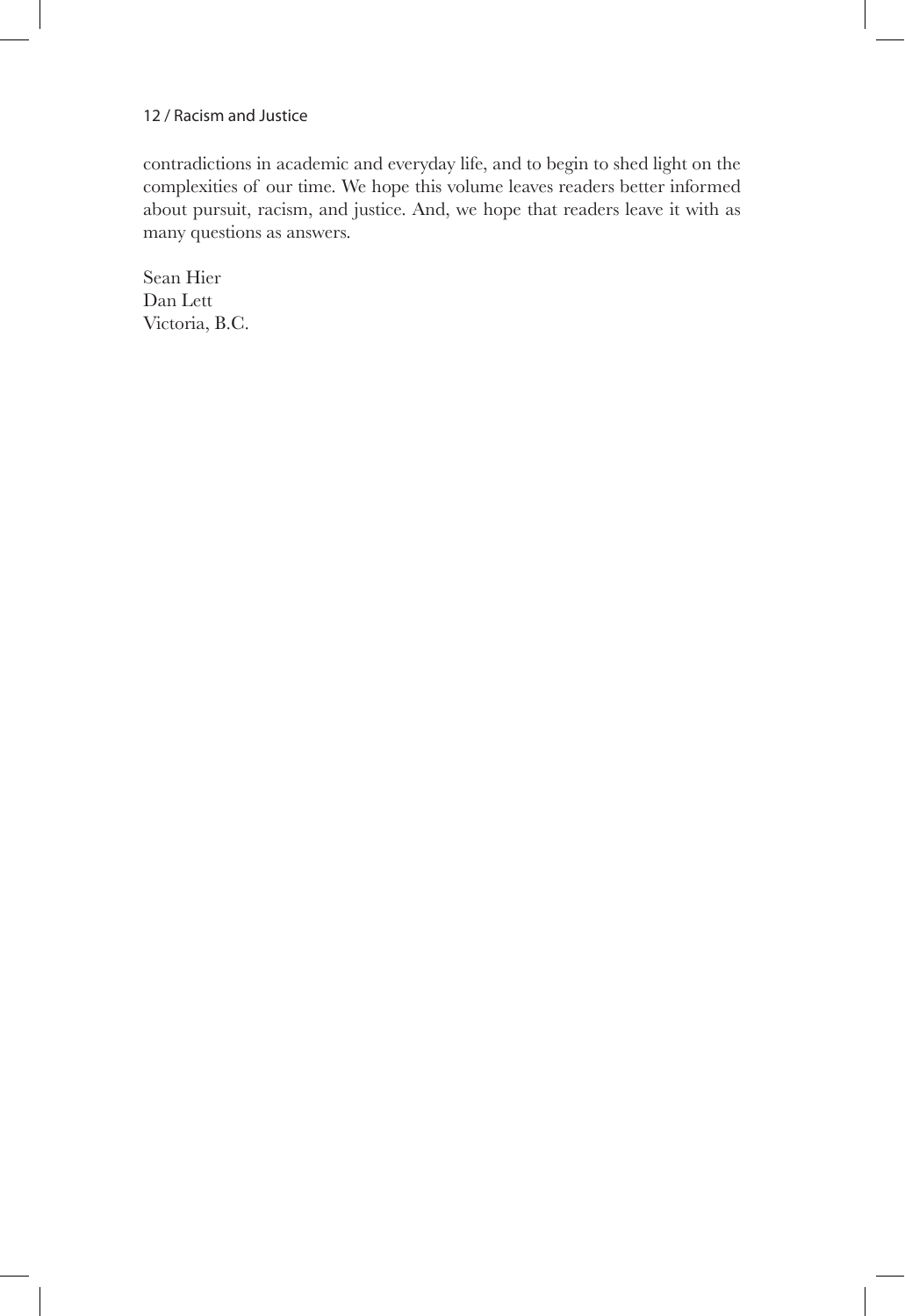contradictions in academic and everyday life, and to begin to shed light on the complexities of our time. We hope this volume leaves readers better informed about pursuit, racism, and justice. And, we hope that readers leave it with as many questions as answers.

Sean Hier  
Dan Lett  
Victoria, B.C.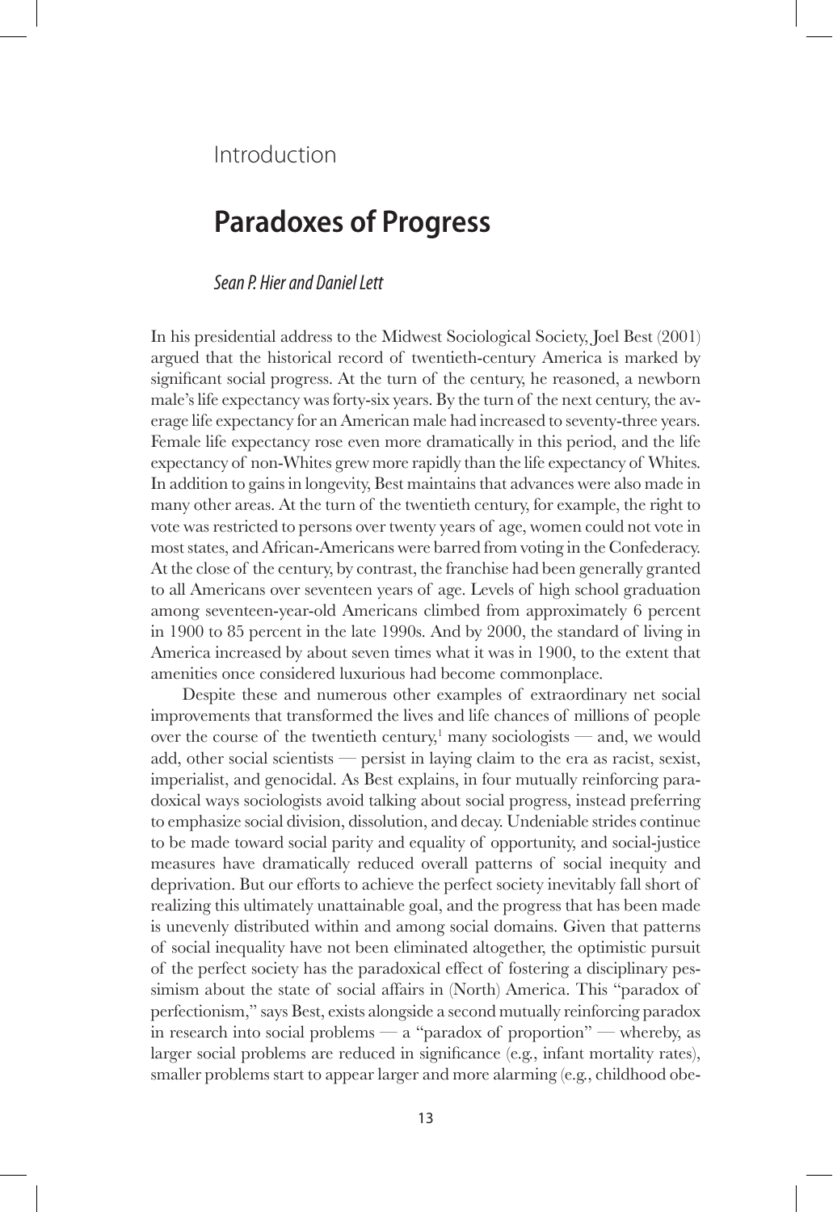Introduction

# Paradoxes of Progress

*Sean P. Hier and Daniel Lett*

In his presidential address to the Midwest Sociological Society, Joel Best (2001) argued that the historical record of twentieth-century America is marked by significant social progress. At the turn of the century, he reasoned, a newborn male's life expectancy was forty-six years. By the turn of the next century, the average life expectancy for an American male had increased to seventy-three years. Female life expectancy rose even more dramatically in this period, and the life expectancy of non-Whites grew more rapidly than the life expectancy of Whites. In addition to gains in longevity, Best maintains that advances were also made in many other areas. At the turn of the twentieth century, for example, the right to vote was restricted to persons over twenty years of age, women could not vote in most states, and African-Americans were barred from voting in the Confederacy. At the close of the century, by contrast, the franchise had been generally granted to all Americans over seventeen years of age. Levels of high school graduation among seventeen-year-old Americans climbed from approximately 6 percent in 1900 to 85 percent in the late 1990s. And by 2000, the standard of living in America increased by about seven times what it was in 1900, to the extent that amenities once considered luxurious had become commonplace.

Despite these and numerous other examples of extraordinary net social improvements that transformed the lives and life chances of millions of people over the course of the twentieth century,[1] many sociologists — and, we would add, other social scientists — persist in laying claim to the era as racist, sexist, imperialist, and genocidal. As Best explains, in four mutually reinforcing paradoxical ways sociologists avoid talking about social progress, instead preferring to emphasize social division, dissolution, and decay. Undeniable strides continue to be made toward social parity and equality of opportunity, and social-justice measures have dramatically reduced overall patterns of social inequity and deprivation. But our efforts to achieve the perfect society inevitably fall short of realizing this ultimately unattainable goal, and the progress that has been made is unevenly distributed within and among social domains. Given that patterns of social inequality have not been eliminated altogether, the optimistic pursuit of the perfect society has the paradoxical effect of fostering a disciplinary pessimism about the state of social affairs in (North) America. This "paradox of perfectionism," says Best, exists alongside a second mutually reinforcing paradox in research into social problems — a "paradox of proportion" — whereby, as larger social problems are reduced in significance (e.g., infant mortality rates), smaller problems start to appear larger and more alarming (e.g., childhood obe-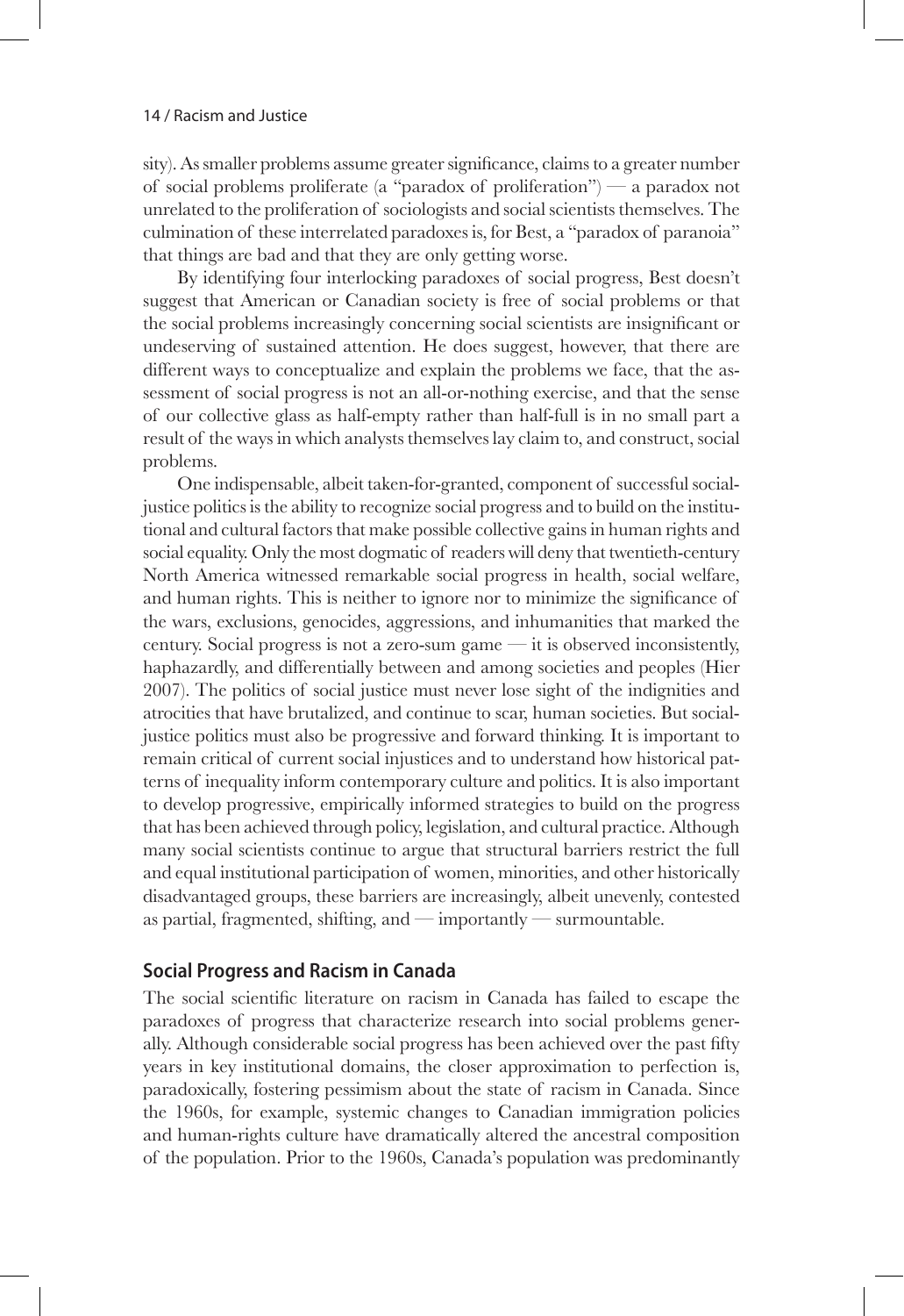sity). As smaller problems assume greater significance, claims to a greater number of social problems proliferate (a "paradox of proliferation") — a paradox not unrelated to the proliferation of sociologists and social scientists themselves. The culmination of these interrelated paradoxes is, for Best, a "paradox of paranoia" that things are bad and that they are only getting worse.

By identifying four interlocking paradoxes of social progress, Best doesn't suggest that American or Canadian society is free of social problems or that the social problems increasingly concerning social scientists are insignificant or undeserving of sustained attention. He does suggest, however, that there are different ways to conceptualize and explain the problems we face, that the assessment of social progress is not an all-or-nothing exercise, and that the sense of our collective glass as half-empty rather than half-full is in no small part a result of the ways in which analysts themselves lay claim to, and construct, social problems.

One indispensable, albeit taken-for-granted, component of successful social-justice politics is the ability to recognize social progress and to build on the institutional and cultural factors that make possible collective gains in human rights and social equality. Only the most dogmatic of readers will deny that twentieth-century North America witnessed remarkable social progress in health, social welfare, and human rights. This is neither to ignore nor to minimize the significance of the wars, exclusions, genocides, aggressions, and inhumanities that marked the century. Social progress is not a zero-sum game — it is observed inconsistently, haphazardly, and differentially between and among societies and peoples (Hier 2007). The politics of social justice must never lose sight of the indignities and atrocities that have brutalized, and continue to scar, human societies. But social-justice politics must also be progressive and forward thinking. It is important to remain critical of current social injustices and to understand how historical patterns of inequality inform contemporary culture and politics. It is also important to develop progressive, empirically informed strategies to build on the progress that has been achieved through policy, legislation, and cultural practice. Although many social scientists continue to argue that structural barriers restrict the full and equal institutional participation of women, minorities, and other historically disadvantaged groups, these barriers are increasingly, albeit unevenly, contested as partial, fragmented, shifting, and — importantly — surmountable.

## Social Progress and Racism in Canada

The social scientific literature on racism in Canada has failed to escape the paradoxes of progress that characterize research into social problems generally. Although considerable social progress has been achieved over the past fifty years in key institutional domains, the closer approximation to perfection is, paradoxically, fostering pessimism about the state of racism in Canada. Since the 1960s, for example, systemic changes to Canadian immigration policies and human-rights culture have dramatically altered the ancestral composition of the population. Prior to the 1960s, Canada's population was predominantly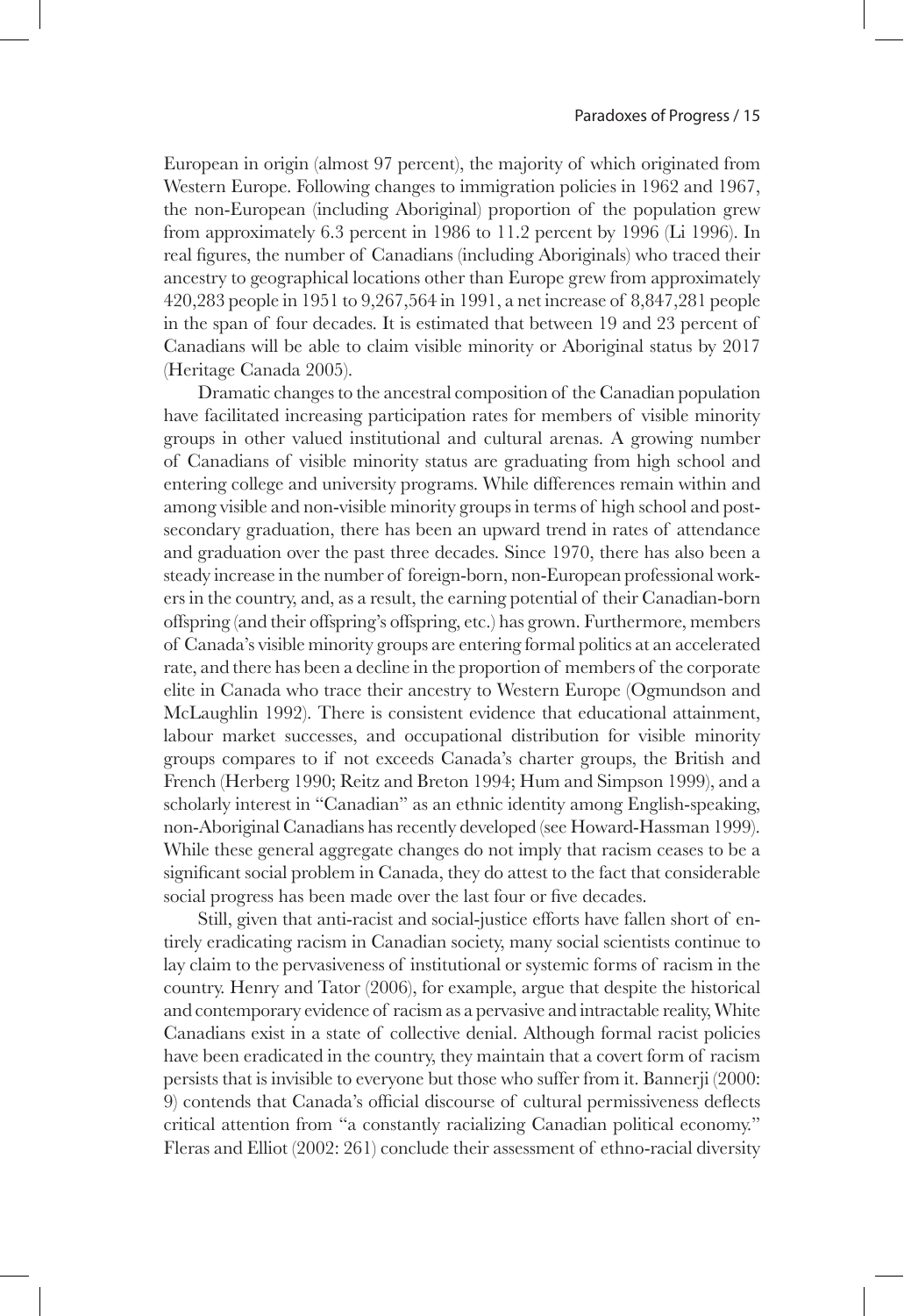European in origin (almost 97 percent), the majority of which originated from Western Europe. Following changes to immigration policies in 1962 and 1967, the non-European (including Aboriginal) proportion of the population grew from approximately 6.3 percent in 1986 to 11.2 percent by 1996 (Li 1996). In real figures, the number of Canadians (including Aboriginals) who traced their ancestry to geographical locations other than Europe grew from approximately 420,283 people in 1951 to 9,267,564 in 1991, a net increase of 8,847,281 people in the span of four decades. It is estimated that between 19 and 23 percent of Canadians will be able to claim visible minority or Aboriginal status by 2017 (Heritage Canada 2005).

Dramatic changes to the ancestral composition of the Canadian population have facilitated increasing participation rates for members of visible minority groups in other valued institutional and cultural arenas. A growing number of Canadians of visible minority status are graduating from high school and entering college and university programs. While differences remain within and among visible and non-visible minority groups in terms of high school and post-secondary graduation, there has been an upward trend in rates of attendance and graduation over the past three decades. Since 1970, there has also been a steady increase in the number of foreign-born, non-European professional workers in the country, and, as a result, the earning potential of their Canadian-born offspring (and their offspring's offspring, etc.) has grown. Furthermore, members of Canada's visible minority groups are entering formal politics at an accelerated rate, and there has been a decline in the proportion of members of the corporate elite in Canada who trace their ancestry to Western Europe (Ogmundson and McLaughlin 1992). There is consistent evidence that educational attainment, labour market successes, and occupational distribution for visible minority groups compares to if not exceeds Canada's charter groups, the British and French (Herberg 1990; Reitz and Breton 1994; Hum and Simpson 1999), and a scholarly interest in "Canadian" as an ethnic identity among English-speaking, non-Aboriginal Canadians has recently developed (see Howard-Hassman 1999). While these general aggregate changes do not imply that racism ceases to be a significant social problem in Canada, they do attest to the fact that considerable social progress has been made over the last four or five decades.

Still, given that anti-racist and social-justice efforts have fallen short of entirely eradicating racism in Canadian society, many social scientists continue to lay claim to the pervasiveness of institutional or systemic forms of racism in the country. Henry and Tator (2006), for example, argue that despite the historical and contemporary evidence of racism as a pervasive and intractable reality, White Canadians exist in a state of collective denial. Although formal racist policies have been eradicated in the country, they maintain that a covert form of racism persists that is invisible to everyone but those who suffer from it. Bannerji (2000: 9) contends that Canada's official discourse of cultural permissiveness deflects critical attention from "a constantly racializing Canadian political economy." Fleras and Elliot (2002: 261) conclude their assessment of ethno-racial diversity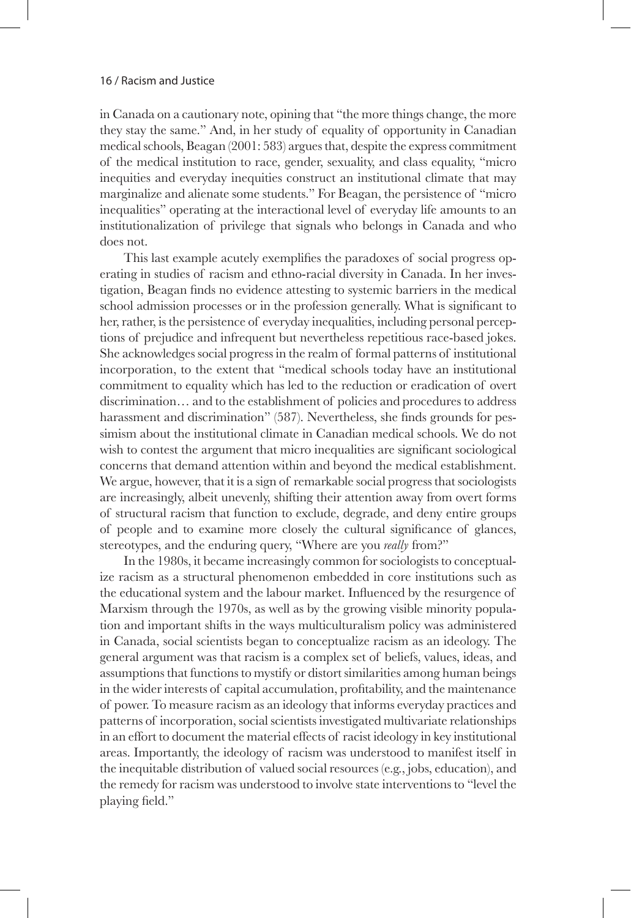in Canada on a cautionary note, opining that "the more things change, the more they stay the same." And, in her study of equality of opportunity in Canadian medical schools, Beagan (2001: 583) argues that, despite the express commitment of the medical institution to race, gender, sexuality, and class equality, "micro inequities and everyday inequities construct an institutional climate that may marginalize and alienate some students." For Beagan, the persistence of "micro inequalities" operating at the interactional level of everyday life amounts to an institutionalization of privilege that signals who belongs in Canada and who does not.

This last example acutely exemplifies the paradoxes of social progress operating in studies of racism and ethno-racial diversity in Canada. In her investigation, Beagan finds no evidence attesting to systemic barriers in the medical school admission processes or in the profession generally. What is significant to her, rather, is the persistence of everyday inequalities, including personal perceptions of prejudice and infrequent but nevertheless repetitious race-based jokes. She acknowledges social progress in the realm of formal patterns of institutional incorporation, to the extent that "medical schools today have an institutional commitment to equality which has led to the reduction or eradication of overt discrimination… and to the establishment of policies and procedures to address harassment and discrimination" (587). Nevertheless, she finds grounds for pessimism about the institutional climate in Canadian medical schools. We do not wish to contest the argument that micro inequalities are significant sociological concerns that demand attention within and beyond the medical establishment. We argue, however, that it is a sign of remarkable social progress that sociologists are increasingly, albeit unevenly, shifting their attention away from overt forms of structural racism that function to exclude, degrade, and deny entire groups of people and to examine more closely the cultural significance of glances, stereotypes, and the enduring query, "Where are you *really* from?"

In the 1980s, it became increasingly common for sociologists to conceptualize racism as a structural phenomenon embedded in core institutions such as the educational system and the labour market. Influenced by the resurgence of Marxism through the 1970s, as well as by the growing visible minority population and important shifts in the ways multiculturalism policy was administered in Canada, social scientists began to conceptualize racism as an ideology. The general argument was that racism is a complex set of beliefs, values, ideas, and assumptions that functions to mystify or distort similarities among human beings in the wider interests of capital accumulation, profitability, and the maintenance of power. To measure racism as an ideology that informs everyday practices and patterns of incorporation, social scientists investigated multivariate relationships in an effort to document the material effects of racist ideology in key institutional areas. Importantly, the ideology of racism was understood to manifest itself in the inequitable distribution of valued social resources (e.g., jobs, education), and the remedy for racism was understood to involve state interventions to "level the playing field."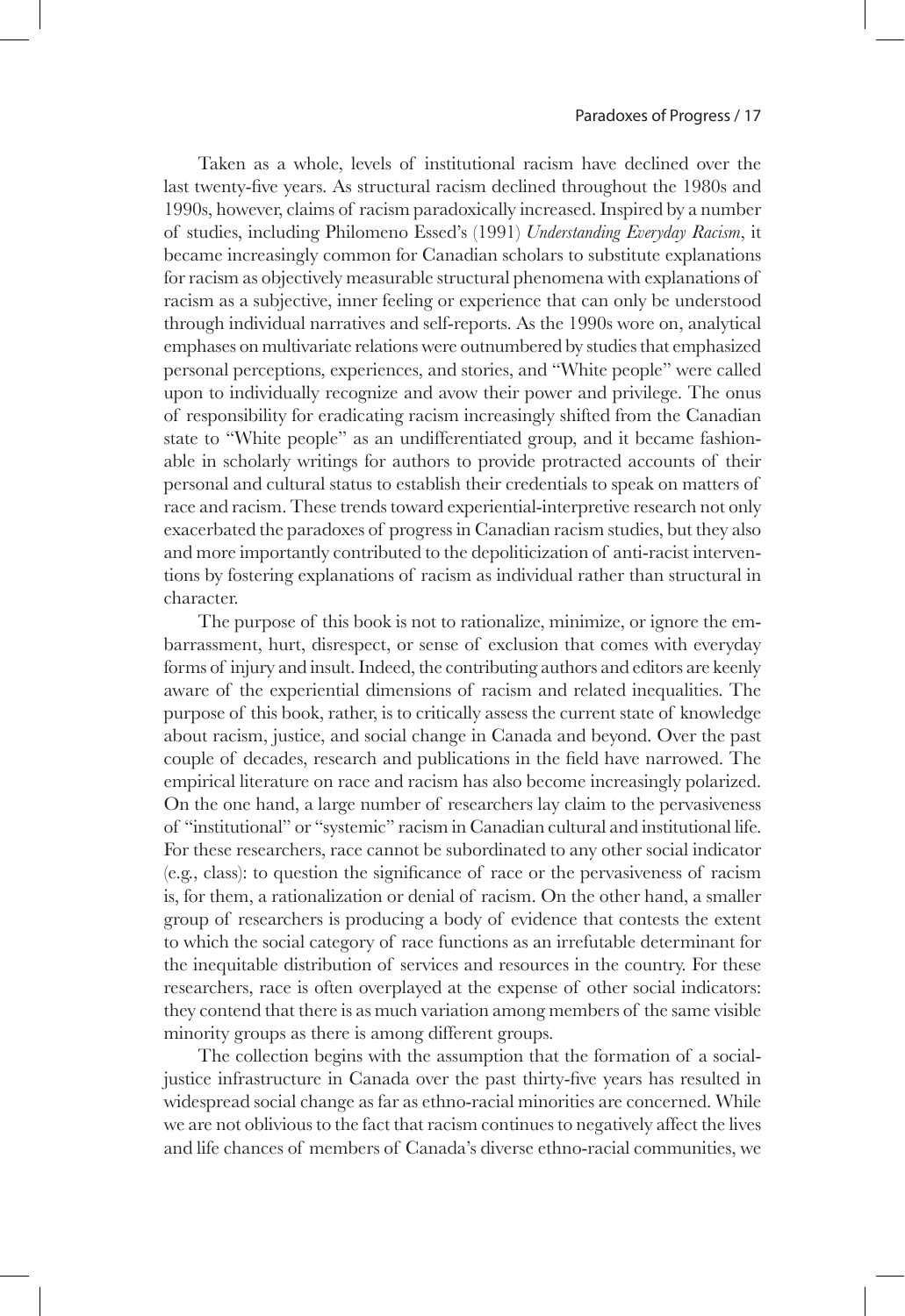Taken as a whole, levels of institutional racism have declined over the last twenty-five years. As structural racism declined throughout the 1980s and 1990s, however, claims of racism paradoxically increased. Inspired by a number of studies, including Philomeno Essed's (1991) *Understanding Everyday Racism*, it became increasingly common for Canadian scholars to substitute explanations for racism as objectively measurable structural phenomena with explanations of racism as a subjective, inner feeling or experience that can only be understood through individual narratives and self-reports. As the 1990s wore on, analytical emphases on multivariate relations were outnumbered by studies that emphasized personal perceptions, experiences, and stories, and "White people" were called upon to individually recognize and avow their power and privilege. The onus of responsibility for eradicating racism increasingly shifted from the Canadian state to "White people" as an undifferentiated group, and it became fashionable in scholarly writings for authors to provide protracted accounts of their personal and cultural status to establish their credentials to speak on matters of race and racism. These trends toward experiential-interpretive research not only exacerbated the paradoxes of progress in Canadian racism studies, but they also and more importantly contributed to the depoliticization of anti-racist interventions by fostering explanations of racism as individual rather than structural in character.

The purpose of this book is not to rationalize, minimize, or ignore the embarrassment, hurt, disrespect, or sense of exclusion that comes with everyday forms of injury and insult. Indeed, the contributing authors and editors are keenly aware of the experiential dimensions of racism and related inequalities. The purpose of this book, rather, is to critically assess the current state of knowledge about racism, justice, and social change in Canada and beyond. Over the past couple of decades, research and publications in the field have narrowed. The empirical literature on race and racism has also become increasingly polarized. On the one hand, a large number of researchers lay claim to the pervasiveness of "institutional" or "systemic" racism in Canadian cultural and institutional life. For these researchers, race cannot be subordinated to any other social indicator (e.g., class): to question the significance of race or the pervasiveness of racism is, for them, a rationalization or denial of racism. On the other hand, a smaller group of researchers is producing a body of evidence that contests the extent to which the social category of race functions as an irrefutable determinant for the inequitable distribution of services and resources in the country. For these researchers, race is often overplayed at the expense of other social indicators: they contend that there is as much variation among members of the same visible minority groups as there is among different groups.

The collection begins with the assumption that the formation of a social-justice infrastructure in Canada over the past thirty-five years has resulted in widespread social change as far as ethno-racial minorities are concerned. While we are not oblivious to the fact that racism continues to negatively affect the lives and life chances of members of Canada's diverse ethno-racial communities, we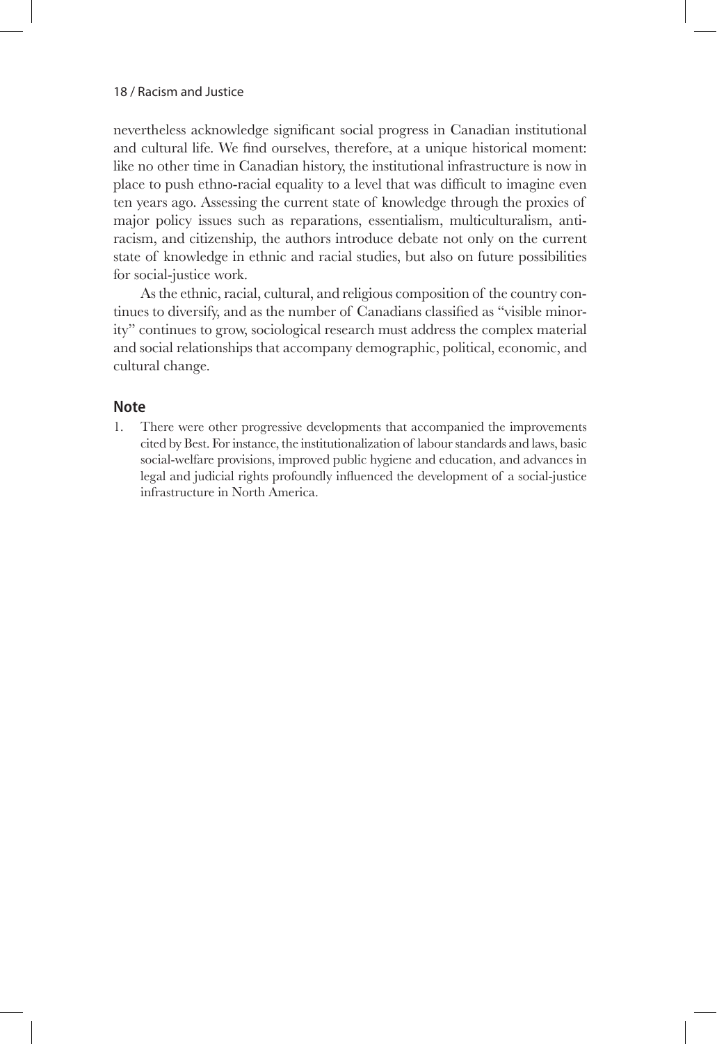nevertheless acknowledge significant social progress in Canadian institutional and cultural life. We find ourselves, therefore, at a unique historical moment: like no other time in Canadian history, the institutional infrastructure is now in place to push ethno-racial equality to a level that was difficult to imagine even ten years ago. Assessing the current state of knowledge through the proxies of major policy issues such as reparations, essentialism, multiculturalism, anti-racism, and citizenship, the authors introduce debate not only on the current state of knowledge in ethnic and racial studies, but also on future possibilities for social-justice work.

As the ethnic, racial, cultural, and religious composition of the country continues to diversify, and as the number of Canadians classified as "visible minority" continues to grow, sociological research must address the complex material and social relationships that accompany demographic, political, economic, and cultural change.

## Note

1. There were other progressive developments that accompanied the improvements cited by Best. For instance, the institutionalization of labour standards and laws, basic social-welfare provisions, improved public hygiene and education, and advances in legal and judicial rights profoundly influenced the development of a social-justice infrastructure in North America.